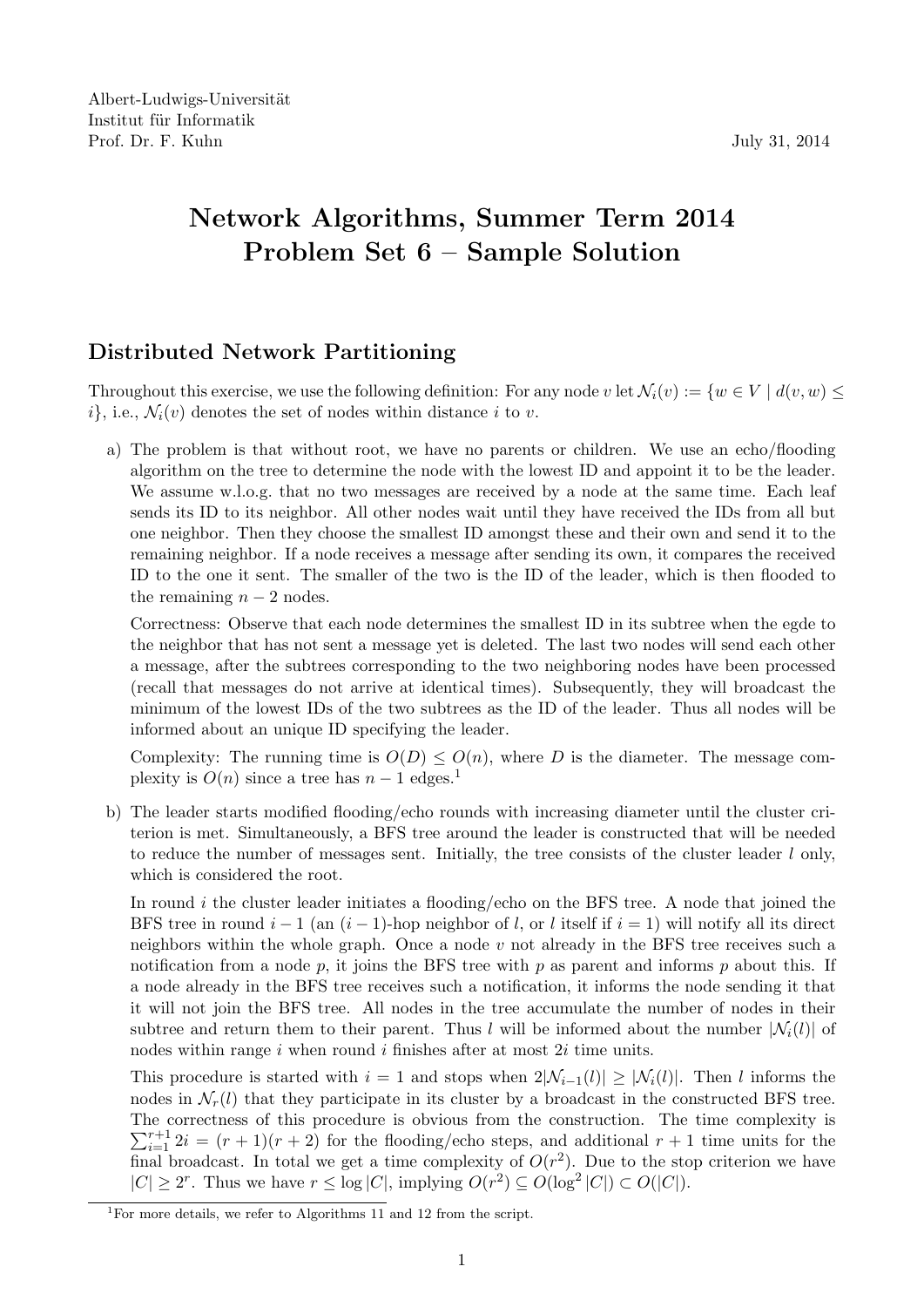Albert-Ludwigs-Universität
Institut für Informatik
Prof. Dr. F. Kuhn

July 31, 2014

# Network Algorithms, Summer Term 2014
# Problem Set 6 – Sample Solution

## Distributed Network Partitioning

Throughout this exercise, we use the following definition: For any node $v$ let $\mathcal{N}_i(v) := \{w \in V \mid d(v, w) \leq i\}$, i.e., $\mathcal{N}_i(v)$ denotes the set of nodes within distance $i$ to $v$.

a) The problem is that without root, we have no parents or children. We use an echo/flooding algorithm on the tree to determine the node with the lowest ID and appoint it to be the leader. We assume w.l.o.g. that no two messages are received by a node at the same time. Each leaf sends its ID to its neighbor. All other nodes wait until they have received the IDs from all but one neighbor. Then they choose the smallest ID amongst these and their own and send it to the remaining neighbor. If a node receives a message after sending its own, it compares the received ID to the one it sent. The smaller of the two is the ID of the leader, which is then flooded to the remaining $n - 2$ nodes.

   Correctness: Observe that each node determines the smallest ID in its subtree when the egde to the neighbor that has not sent a message yet is deleted. The last two nodes will send each other a message, after the subtrees corresponding to the two neighboring nodes have been processed (recall that messages do not arrive at identical times). Subsequently, they will broadcast the minimum of the lowest IDs of the two subtrees as the ID of the leader. Thus all nodes will be informed about an unique ID specifying the leader.

   Complexity: The running time is $O(D) \leq O(n)$, where $D$ is the diameter. The message complexity is $O(n)$ since a tree has $n - 1$ edges.[1]

b) The leader starts modified flooding/echo rounds with increasing diameter until the cluster criterion is met. Simultaneously, a BFS tree around the leader is constructed that will be needed to reduce the number of messages sent. Initially, the tree consists of the cluster leader $l$ only, which is considered the root.

   In round $i$ the cluster leader initiates a flooding/echo on the BFS tree. A node that joined the BFS tree in round $i - 1$ (an $(i - 1)$-hop neighbor of $l$, or $l$ itself if $i = 1$) will notify all its direct neighbors within the whole graph. Once a node $v$ not already in the BFS tree receives such a notification from a node $p$, it joins the BFS tree with $p$ as parent and informs $p$ about this. If a node already in the BFS tree receives such a notification, it informs the node sending it that it will not join the BFS tree. All nodes in the tree accumulate the number of nodes in their subtree and return them to their parent. Thus $l$ will be informed about the number $|\mathcal{N}_i(l)|$ of nodes within range $i$ when round $i$ finishes after at most $2i$ time units.

   This procedure is started with $i = 1$ and stops when $2|\mathcal{N}_{i-1}(l)| \geq |\mathcal{N}_i(l)|$. Then $l$ informs the nodes in $\mathcal{N}_r(l)$ that they participate in its cluster by a broadcast in the constructed BFS tree. The correctness of this procedure is obvious from the construction. The time complexity is $\sum_{i=1}^{r+1} 2i = (r + 1)(r + 2)$ for the flooding/echo steps, and additional $r + 1$ time units for the final broadcast. In total we get a time complexity of $O(r^2)$. Due to the stop criterion we have $|C| \geq 2^r$. Thus we have $r \leq \log |C|$, implying $O(r^2) \subseteq O(\log^2 |C|) \subset O(|C|)$.

[1] For more details, we refer to Algorithms 11 and 12 from the script.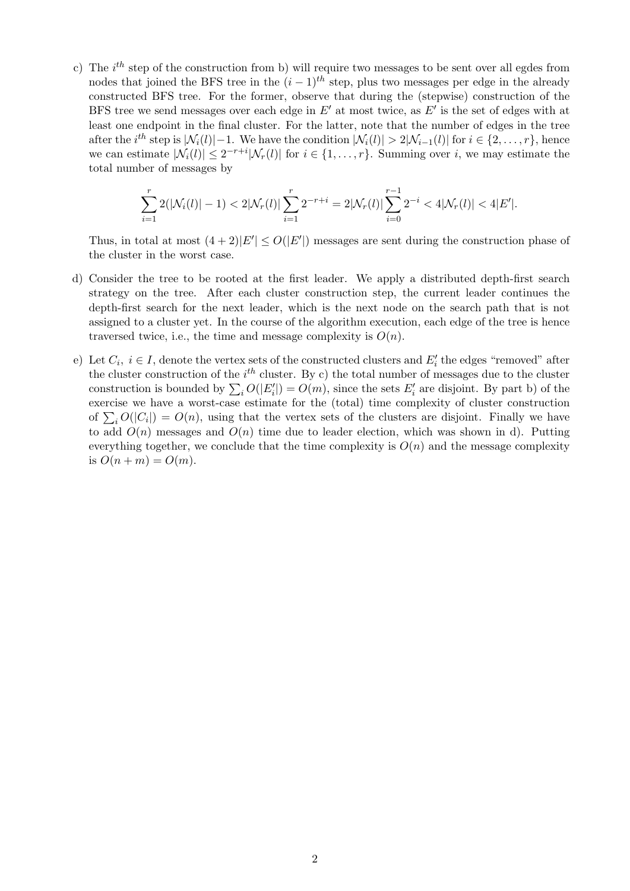c) The $i^{th}$ step of the construction from b) will require two messages to be sent over all egdes from nodes that joined the BFS tree in the $(i-1)^{th}$ step, plus two messages per edge in the already constructed BFS tree. For the former, observe that during the (stepwise) construction of the BFS tree we send messages over each edge in $E'$ at most twice, as $E'$ is the set of edges with at least one endpoint in the final cluster. For the latter, note that the number of edges in the tree after the $i^{th}$ step is $|\mathcal{N}_i(l)|-1$. We have the condition $|\mathcal{N}_i(l)| > 2|\mathcal{N}_{i-1}(l)|$ for $i \in \{2, \ldots, r\}$, hence we can estimate $|\mathcal{N}_i(l)| \leq 2^{-r+i}|\mathcal{N}_r(l)|$ for $i \in \{1, \ldots, r\}$. Summing over $i$, we may estimate the total number of messages by

$$\sum_{i=1}^{r} 2(|\mathcal{N}_i(l)| - 1) < 2|\mathcal{N}_r(l)| \sum_{i=1}^{r} 2^{-r+i} = 2|\mathcal{N}_r(l)| \sum_{i=0}^{r-1} 2^{-i} < 4|\mathcal{N}_r(l)| < 4|E'|.$$

Thus, in total at most $(4+2)|E'| \leq O(|E'|)$ messages are sent during the construction phase of the cluster in the worst case.

d) Consider the tree to be rooted at the first leader. We apply a distributed depth-first search strategy on the tree. After each cluster construction step, the current leader continues the depth-first search for the next leader, which is the next node on the search path that is not assigned to a cluster yet. In the course of the algorithm execution, each edge of the tree is hence traversed twice, i.e., the time and message complexity is $O(n)$.

e) Let $C_i,\ i \in I$, denote the vertex sets of the constructed clusters and $E'_i$ the edges "removed" after the cluster construction of the $i^{th}$ cluster. By c) the total number of messages due to the cluster construction is bounded by $\sum_i O(|E'_i|) = O(m)$, since the sets $E'_i$ are disjoint. By part b) of the exercise we have a worst-case estimate for the (total) time complexity of cluster construction of $\sum_i O(|C_i|) = O(n)$, using that the vertex sets of the clusters are disjoint. Finally we have to add $O(n)$ messages and $O(n)$ time due to leader election, which was shown in d). Putting everything together, we conclude that the time complexity is $O(n)$ and the message complexity is $O(n+m) = O(m)$.